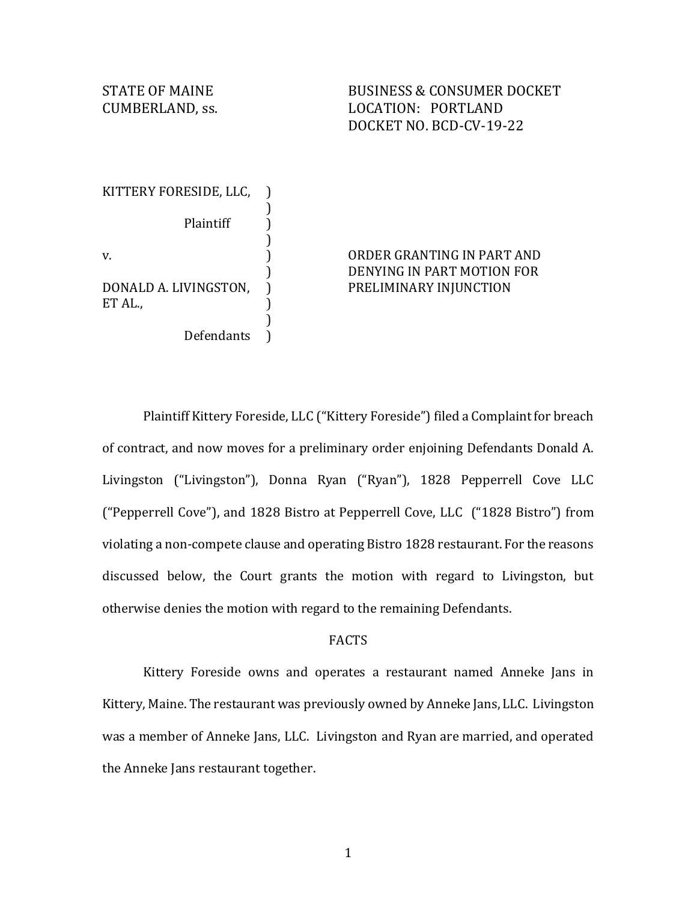STATE OF MAINE
CUMBERLAND, ss.

BUSINESS & CONSUMER DOCKET
LOCATION: PORTLAND
DOCKET NO. BCD-CV-19-22

KITTERY FORESIDE, LLC,
Plaintiff

v.

DONALD A. LIVINGSTON, ET AL.,
Defendants

ORDER GRANTING IN PART AND DENYING IN PART MOTION FOR PRELIMINARY INJUNCTION

Plaintiff Kittery Foreside, LLC ("Kittery Foreside") filed a Complaint for breach of contract, and now moves for a preliminary order enjoining Defendants Donald A. Livingston ("Livingston"), Donna Ryan ("Ryan"), 1828 Pepperrell Cove LLC ("Pepperrell Cove"), and 1828 Bistro at Pepperrell Cove, LLC ("1828 Bistro") from violating a non-compete clause and operating Bistro 1828 restaurant. For the reasons discussed below, the Court grants the motion with regard to Livingston, but otherwise denies the motion with regard to the remaining Defendants.

## FACTS

Kittery Foreside owns and operates a restaurant named Anneke Jans in Kittery, Maine. The restaurant was previously owned by Anneke Jans, LLC. Livingston was a member of Anneke Jans, LLC. Livingston and Ryan are married, and operated the Anneke Jans restaurant together.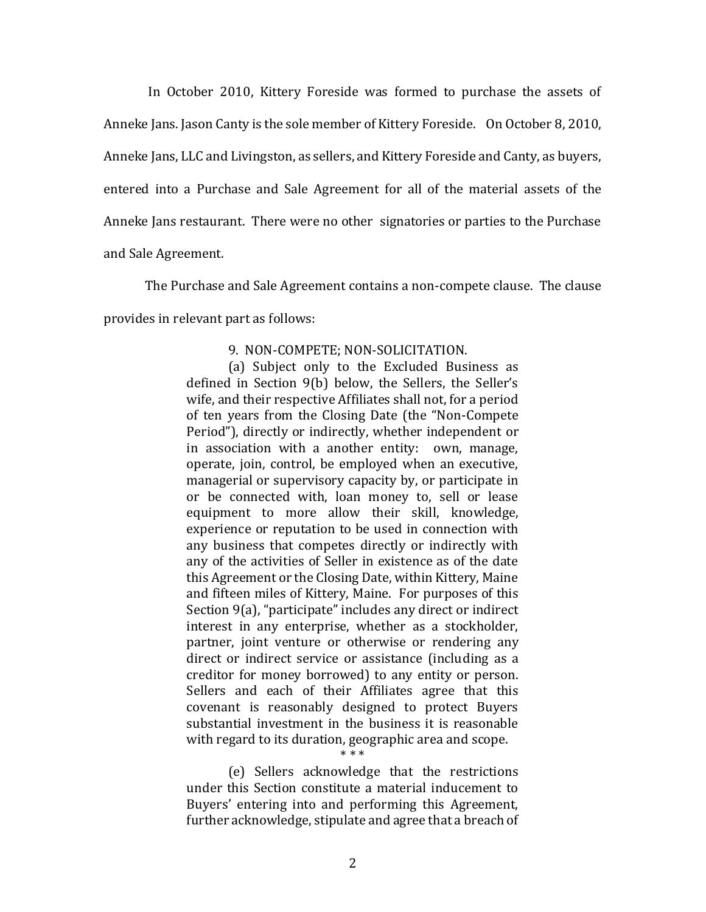In October 2010, Kittery Foreside was formed to purchase the assets of Anneke Jans. Jason Canty is the sole member of Kittery Foreside. On October 8, 2010, Anneke Jans, LLC and Livingston, as sellers, and Kittery Foreside and Canty, as buyers, entered into a Purchase and Sale Agreement for all of the material assets of the Anneke Jans restaurant. There were no other signatories or parties to the Purchase and Sale Agreement.

The Purchase and Sale Agreement contains a non-compete clause. The clause provides in relevant part as follows:

> 9. NON-COMPETE; NON-SOLICITATION.
>
> (a) Subject only to the Excluded Business as defined in Section 9(b) below, the Sellers, the Seller's wife, and their respective Affiliates shall not, for a period of ten years from the Closing Date (the "Non-Compete Period"), directly or indirectly, whether independent or in association with a another entity: own, manage, operate, join, control, be employed when an executive, managerial or supervisory capacity by, or participate in or be connected with, loan money to, sell or lease equipment to more allow their skill, knowledge, experience or reputation to be used in connection with any business that competes directly or indirectly with any of the activities of Seller in existence as of the date this Agreement or the Closing Date, within Kittery, Maine and fifteen miles of Kittery, Maine. For purposes of this Section 9(a), "participate" includes any direct or indirect interest in any enterprise, whether as a stockholder, partner, joint venture or otherwise or rendering any direct or indirect service or assistance (including as a creditor for money borrowed) to any entity or person. Sellers and each of their Affiliates agree that this covenant is reasonably designed to protect Buyers substantial investment in the business it is reasonable with regard to its duration, geographic area and scope.
>
> \* \* \*
>
> (e) Sellers acknowledge that the restrictions under this Section constitute a material inducement to Buyers' entering into and performing this Agreement, further acknowledge, stipulate and agree that a breach of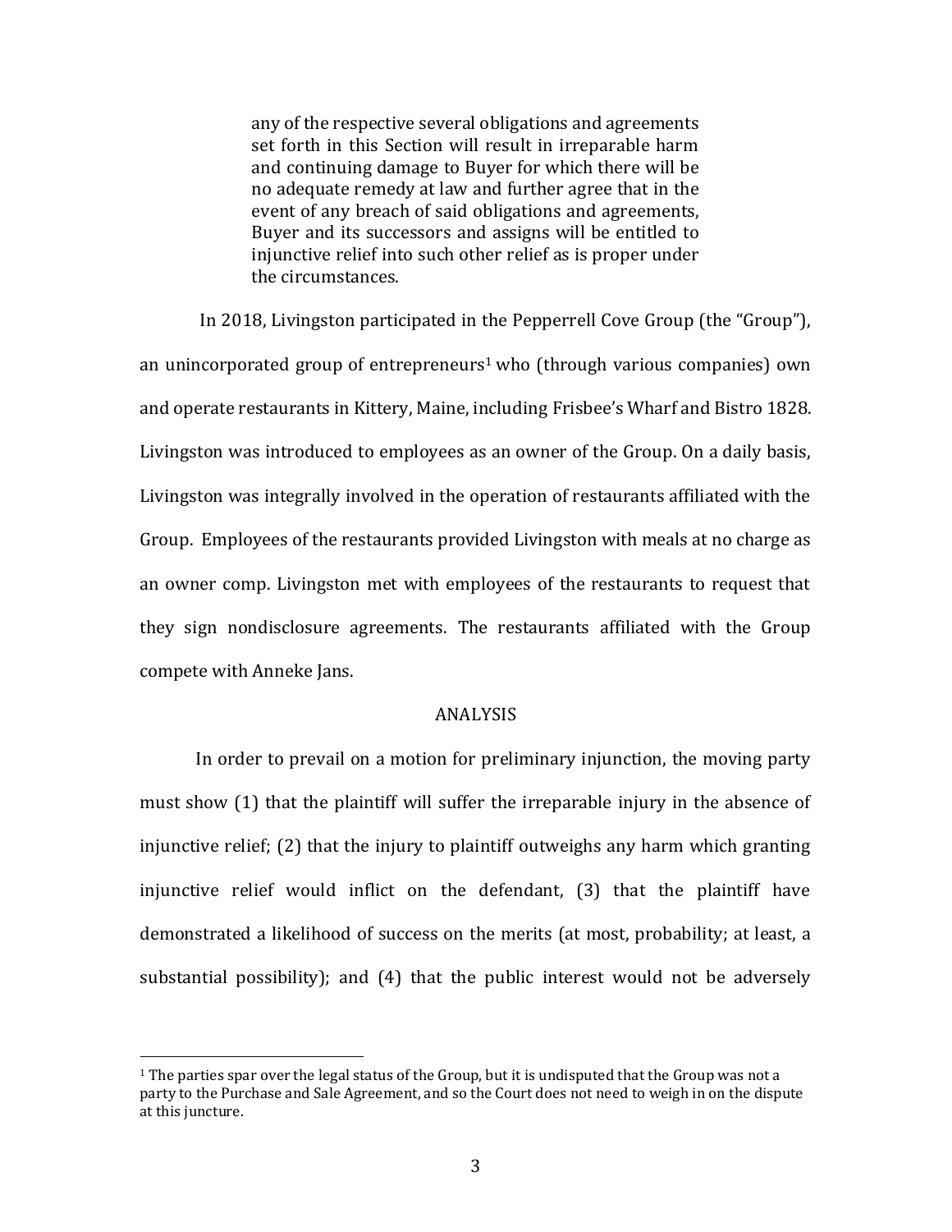> any of the respective several obligations and agreements set forth in this Section will result in irreparable harm and continuing damage to Buyer for which there will be no adequate remedy at law and further agree that in the event of any breach of said obligations and agreements, Buyer and its successors and assigns will be entitled to injunctive relief into such other relief as is proper under the circumstances.

In 2018, Livingston participated in the Pepperrell Cove Group (the "Group"), an unincorporated group of entrepreneurs[1] who (through various companies) own and operate restaurants in Kittery, Maine, including Frisbee's Wharf and Bistro 1828. Livingston was introduced to employees as an owner of the Group. On a daily basis, Livingston was integrally involved in the operation of restaurants affiliated with the Group. Employees of the restaurants provided Livingston with meals at no charge as an owner comp. Livingston met with employees of the restaurants to request that they sign nondisclosure agreements. The restaurants affiliated with the Group compete with Anneke Jans.

## ANALYSIS

In order to prevail on a motion for preliminary injunction, the moving party must show (1) that the plaintiff will suffer the irreparable injury in the absence of injunctive relief; (2) that the injury to plaintiff outweighs any harm which granting injunctive relief would inflict on the defendant, (3) that the plaintiff have demonstrated a likelihood of success on the merits (at most, probability; at least, a substantial possibility); and (4) that the public interest would not be adversely

---

[1] The parties spar over the legal status of the Group, but it is undisputed that the Group was not a party to the Purchase and Sale Agreement, and so the Court does not need to weigh in on the dispute at this juncture.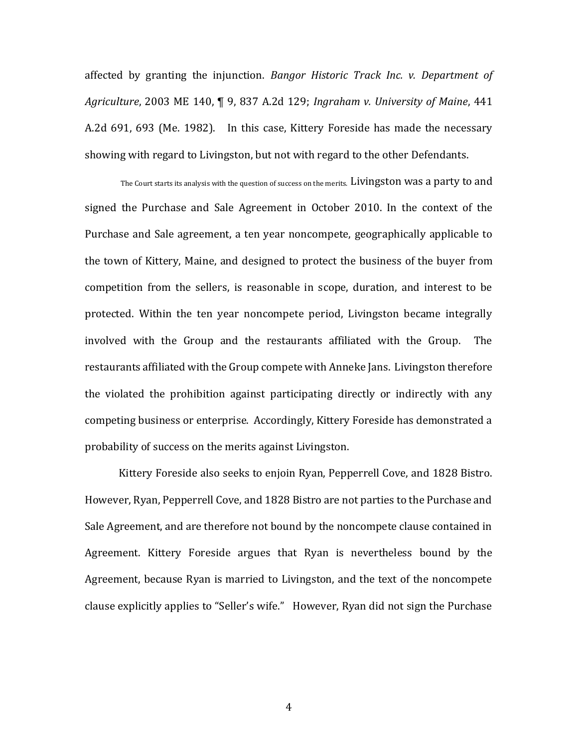affected by granting the injunction. *Bangor Historic Track Inc. v. Department of Agriculture*, 2003 ME 140, ¶ 9, 837 A.2d 129; *Ingraham v. University of Maine*, 441 A.2d 691, 693 (Me. 1982). In this case, Kittery Foreside has made the necessary showing with regard to Livingston, but not with regard to the other Defendants.

The Court starts its analysis with the question of success on the merits. Livingston was a party to and signed the Purchase and Sale Agreement in October 2010. In the context of the Purchase and Sale agreement, a ten year noncompete, geographically applicable to the town of Kittery, Maine, and designed to protect the business of the buyer from competition from the sellers, is reasonable in scope, duration, and interest to be protected. Within the ten year noncompete period, Livingston became integrally involved with the Group and the restaurants affiliated with the Group. The restaurants affiliated with the Group compete with Anneke Jans. Livingston therefore the violated the prohibition against participating directly or indirectly with any competing business or enterprise. Accordingly, Kittery Foreside has demonstrated a probability of success on the merits against Livingston.

Kittery Foreside also seeks to enjoin Ryan, Pepperrell Cove, and 1828 Bistro. However, Ryan, Pepperrell Cove, and 1828 Bistro are not parties to the Purchase and Sale Agreement, and are therefore not bound by the noncompete clause contained in Agreement. Kittery Foreside argues that Ryan is nevertheless bound by the Agreement, because Ryan is married to Livingston, and the text of the noncompete clause explicitly applies to "Seller's wife." However, Ryan did not sign the Purchase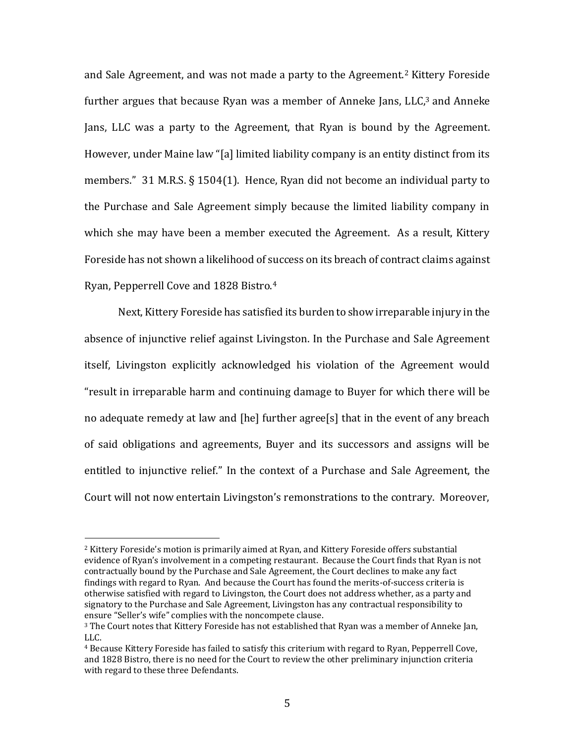and Sale Agreement, and was not made a party to the Agreement.[2] Kittery Foreside further argues that because Ryan was a member of Anneke Jans, LLC,[3] and Anneke Jans, LLC was a party to the Agreement, that Ryan is bound by the Agreement. However, under Maine law "[a] limited liability company is an entity distinct from its members." 31 M.R.S. § 1504(1). Hence, Ryan did not become an individual party to the Purchase and Sale Agreement simply because the limited liability company in which she may have been a member executed the Agreement. As a result, Kittery Foreside has not shown a likelihood of success on its breach of contract claims against Ryan, Pepperrell Cove and 1828 Bistro.[4]

Next, Kittery Foreside has satisfied its burden to show irreparable injury in the absence of injunctive relief against Livingston. In the Purchase and Sale Agreement itself, Livingston explicitly acknowledged his violation of the Agreement would "result in irreparable harm and continuing damage to Buyer for which there will be no adequate remedy at law and [he] further agree[s] that in the event of any breach of said obligations and agreements, Buyer and its successors and assigns will be entitled to injunctive relief." In the context of a Purchase and Sale Agreement, the Court will not now entertain Livingston's remonstrations to the contrary. Moreover,

---

[2] Kittery Foreside's motion is primarily aimed at Ryan, and Kittery Foreside offers substantial evidence of Ryan's involvement in a competing restaurant. Because the Court finds that Ryan is not contractually bound by the Purchase and Sale Agreement, the Court declines to make any fact findings with regard to Ryan. And because the Court has found the merits-of-success criteria is otherwise satisfied with regard to Livingston, the Court does not address whether, as a party and signatory to the Purchase and Sale Agreement, Livingston has any contractual responsibility to ensure "Seller's wife" complies with the noncompete clause.

[3] The Court notes that Kittery Foreside has not established that Ryan was a member of Anneke Jan, LLC.

[4] Because Kittery Foreside has failed to satisfy this criterium with regard to Ryan, Pepperrell Cove, and 1828 Bistro, there is no need for the Court to review the other preliminary injunction criteria with regard to these three Defendants.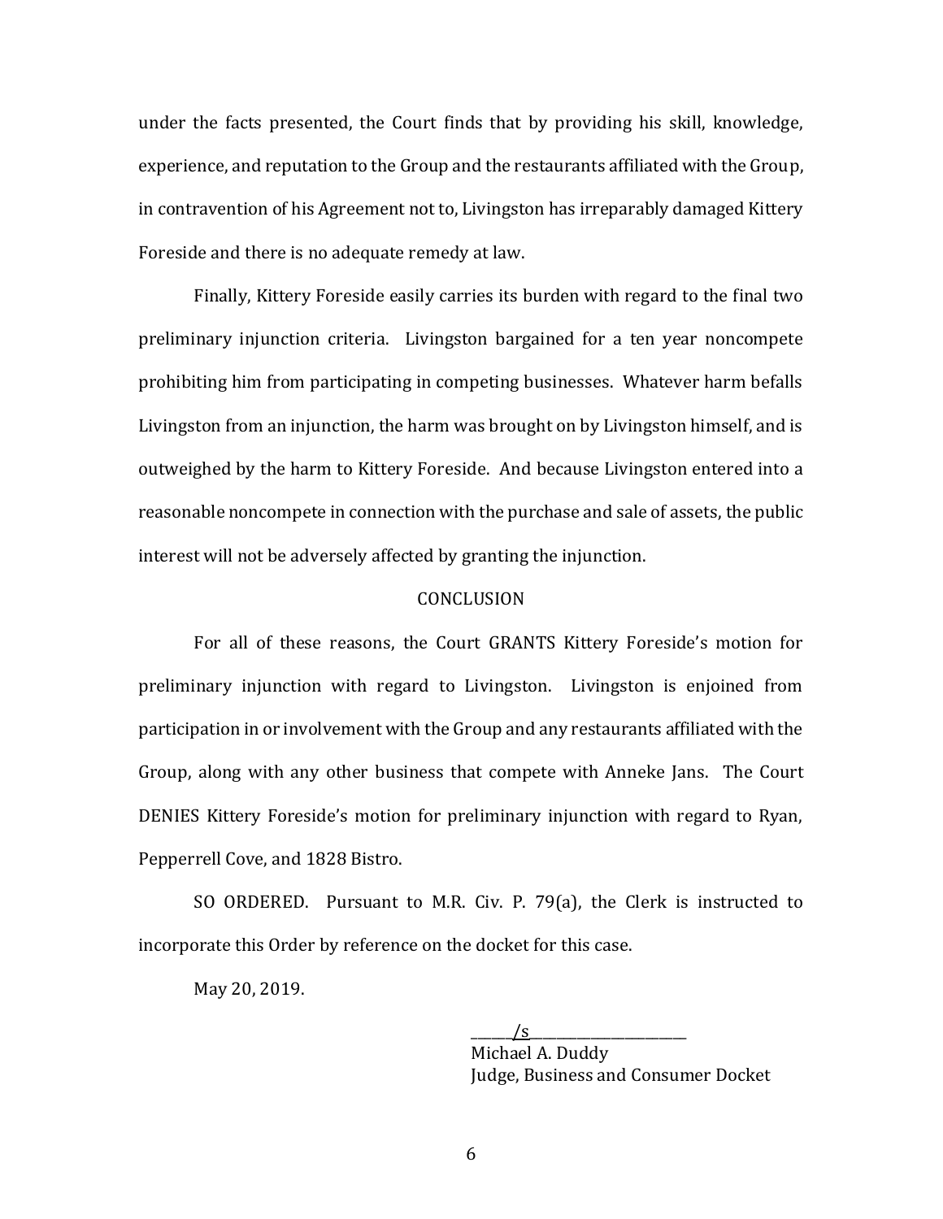under the facts presented, the Court finds that by providing his skill, knowledge, experience, and reputation to the Group and the restaurants affiliated with the Group, in contravention of his Agreement not to, Livingston has irreparably damaged Kittery Foreside and there is no adequate remedy at law.

Finally, Kittery Foreside easily carries its burden with regard to the final two preliminary injunction criteria. Livingston bargained for a ten year noncompete prohibiting him from participating in competing businesses. Whatever harm befalls Livingston from an injunction, the harm was brought on by Livingston himself, and is outweighed by the harm to Kittery Foreside. And because Livingston entered into a reasonable noncompete in connection with the purchase and sale of assets, the public interest will not be adversely affected by granting the injunction.

## CONCLUSION

For all of these reasons, the Court GRANTS Kittery Foreside's motion for preliminary injunction with regard to Livingston. Livingston is enjoined from participation in or involvement with the Group and any restaurants affiliated with the Group, along with any other business that compete with Anneke Jans. The Court DENIES Kittery Foreside's motion for preliminary injunction with regard to Ryan, Pepperrell Cove, and 1828 Bistro.

SO ORDERED. Pursuant to M.R. Civ. P. 79(a), the Clerk is instructed to incorporate this Order by reference on the docket for this case.

May 20, 2019.

/s
Michael A. Duddy
Judge, Business and Consumer Docket